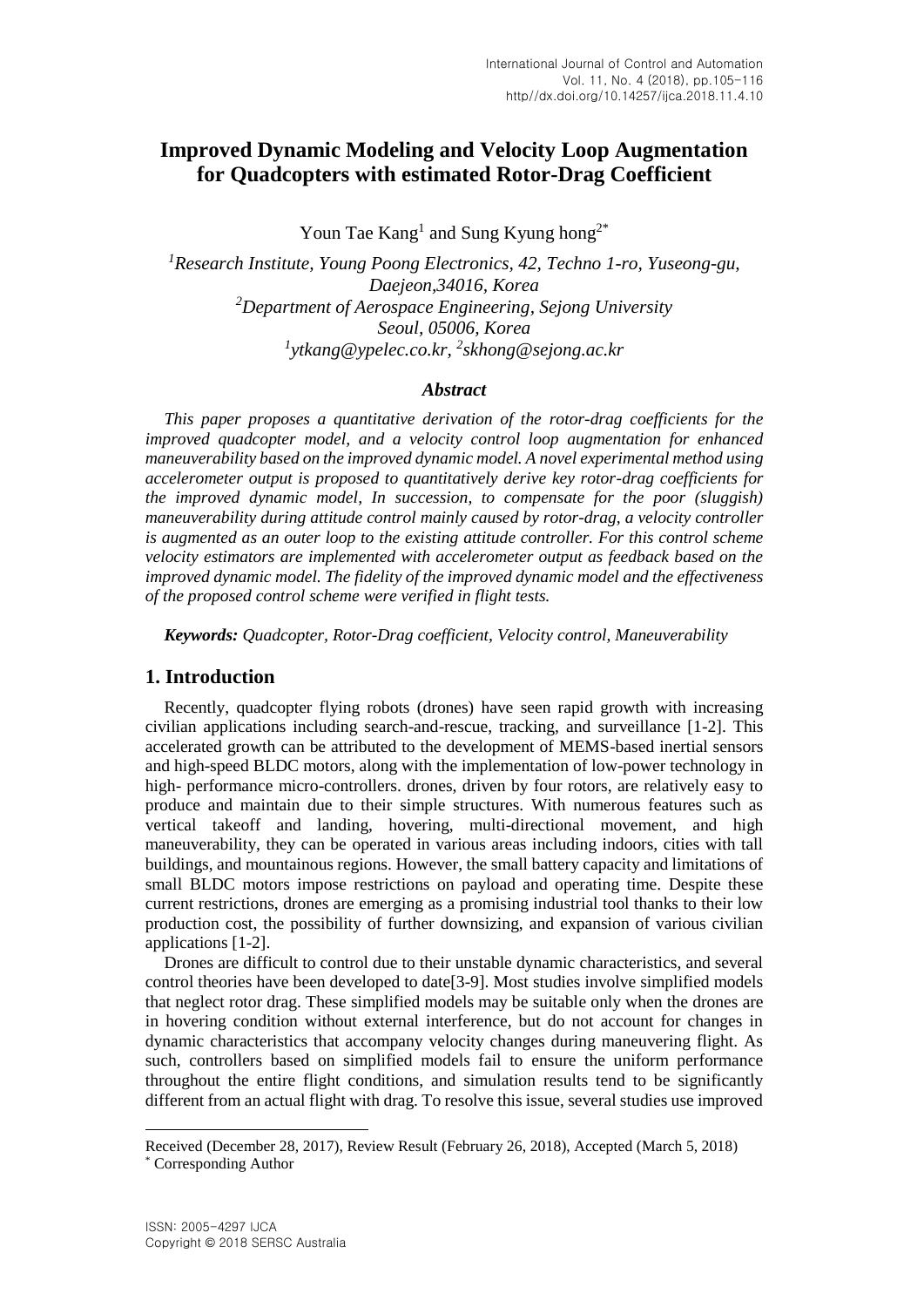# Improved Dynamic Modeling and Velocity Loop Augmentation for Quadcopters with estimated Rotor-Drag Coefficient

Youn Tae Kang[1] and Sung Kyung hong[2*]

[1]*Research Institute, Young Poong Electronics, 42, Techno 1-ro, Yuseong-gu, Daejeon,34016, Korea*
[2]*Department of Aerospace Engineering, Sejong University Seoul, 05006, Korea*
[1]*ytkang@ypelec.co.kr*, [2]*skhong@sejong.ac.kr*

### *Abstract*

*This paper proposes a quantitative derivation of the rotor-drag coefficients for the improved quadcopter model, and a velocity control loop augmentation for enhanced maneuverability based on the improved dynamic model. A novel experimental method using accelerometer output is proposed to quantitatively derive key rotor-drag coefficients for the improved dynamic model, In succession, to compensate for the poor (sluggish) maneuverability during attitude control mainly caused by rotor-drag, a velocity controller is augmented as an outer loop to the existing attitude controller. For this control scheme velocity estimators are implemented with accelerometer output as feedback based on the improved dynamic model. The fidelity of the improved dynamic model and the effectiveness of the proposed control scheme were verified in flight tests.*

***Keywords:*** *Quadcopter, Rotor-Drag coefficient, Velocity control, Maneuverability*

## 1. Introduction

Recently, quadcopter flying robots (drones) have seen rapid growth with increasing civilian applications including search-and-rescue, tracking, and surveillance [1-2]. This accelerated growth can be attributed to the development of MEMS-based inertial sensors and high-speed BLDC motors, along with the implementation of low-power technology in high- performance micro-controllers. drones, driven by four rotors, are relatively easy to produce and maintain due to their simple structures. With numerous features such as vertical takeoff and landing, hovering, multi-directional movement, and high maneuverability, they can be operated in various areas including indoors, cities with tall buildings, and mountainous regions. However, the small battery capacity and limitations of small BLDC motors impose restrictions on payload and operating time. Despite these current restrictions, drones are emerging as a promising industrial tool thanks to their low production cost, the possibility of further downsizing, and expansion of various civilian applications [1-2].

Drones are difficult to control due to their unstable dynamic characteristics, and several control theories have been developed to date[3-9]. Most studies involve simplified models that neglect rotor drag. These simplified models may be suitable only when the drones are in hovering condition without external interference, but do not account for changes in dynamic characteristics that accompany velocity changes during maneuvering flight. As such, controllers based on simplified models fail to ensure the uniform performance throughout the entire flight conditions, and simulation results tend to be significantly different from an actual flight with drag. To resolve this issue, several studies use improved

Received (December 28, 2017), Review Result (February 26, 2018), Accepted (March 5, 2018)
[*] Corresponding Author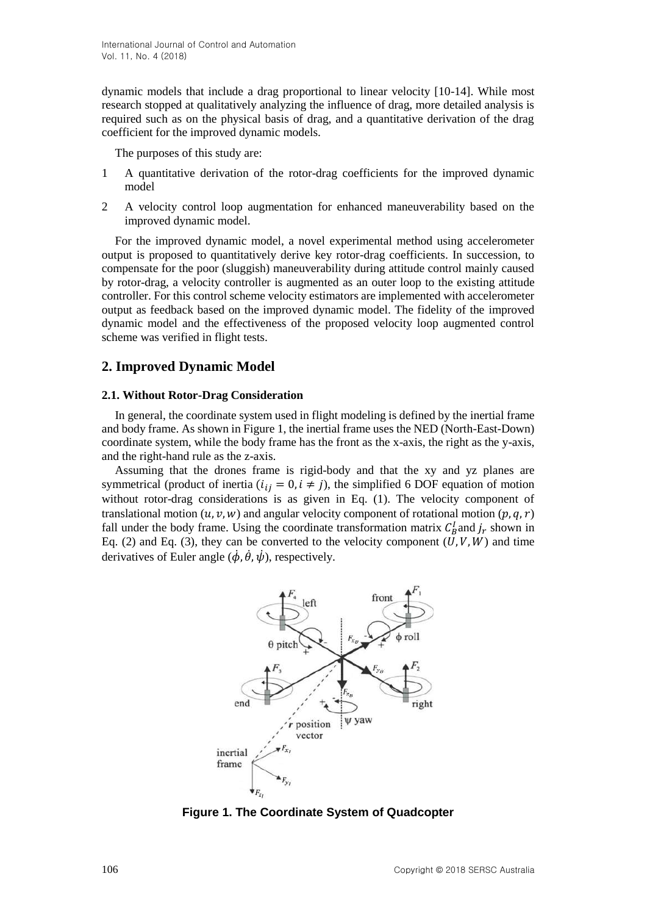dynamic models that include a drag proportional to linear velocity [10-14]. While most research stopped at qualitatively analyzing the influence of drag, more detailed analysis is required such as on the physical basis of drag, and a quantitative derivation of the drag coefficient for the improved dynamic models.

The purposes of this study are:

1 A quantitative derivation of the rotor-drag coefficients for the improved dynamic model

2 A velocity control loop augmentation for enhanced maneuverability based on the improved dynamic model.

For the improved dynamic model, a novel experimental method using accelerometer output is proposed to quantitatively derive key rotor-drag coefficients. In succession, to compensate for the poor (sluggish) maneuverability during attitude control mainly caused by rotor-drag, a velocity controller is augmented as an outer loop to the existing attitude controller. For this control scheme velocity estimators are implemented with accelerometer output as feedback based on the improved dynamic model. The fidelity of the improved dynamic model and the effectiveness of the proposed velocity loop augmented control scheme was verified in flight tests.

## 2. Improved Dynamic Model

### 2.1. Without Rotor-Drag Consideration

In general, the coordinate system used in flight modeling is defined by the inertial frame and body frame. As shown in Figure 1, the inertial frame uses the NED (North-East-Down) coordinate system, while the body frame has the front as the x-axis, the right as the y-axis, and the right-hand rule as the z-axis.

Assuming that the drones frame is rigid-body and that the xy and yz planes are symmetrical (product of inertia ($i_{ij} = 0, i \neq j$), the simplified 6 DOF equation of motion without rotor-drag considerations is as given in Eq. (1). The velocity component of translational motion ($u, v, w$) and angular velocity component of rotational motion ($p, q, r$) fall under the body frame. Using the coordinate transformation matrix $C_B^I$ and $j_r$ shown in Eq. (2) and Eq. (3), they can be converted to the velocity component ($U, V, W$) and time derivatives of Euler angle ($\dot{\phi}, \dot{\theta}, \dot{\psi}$), respectively.

**Figure 1. The Coordinate System of Quadcopter**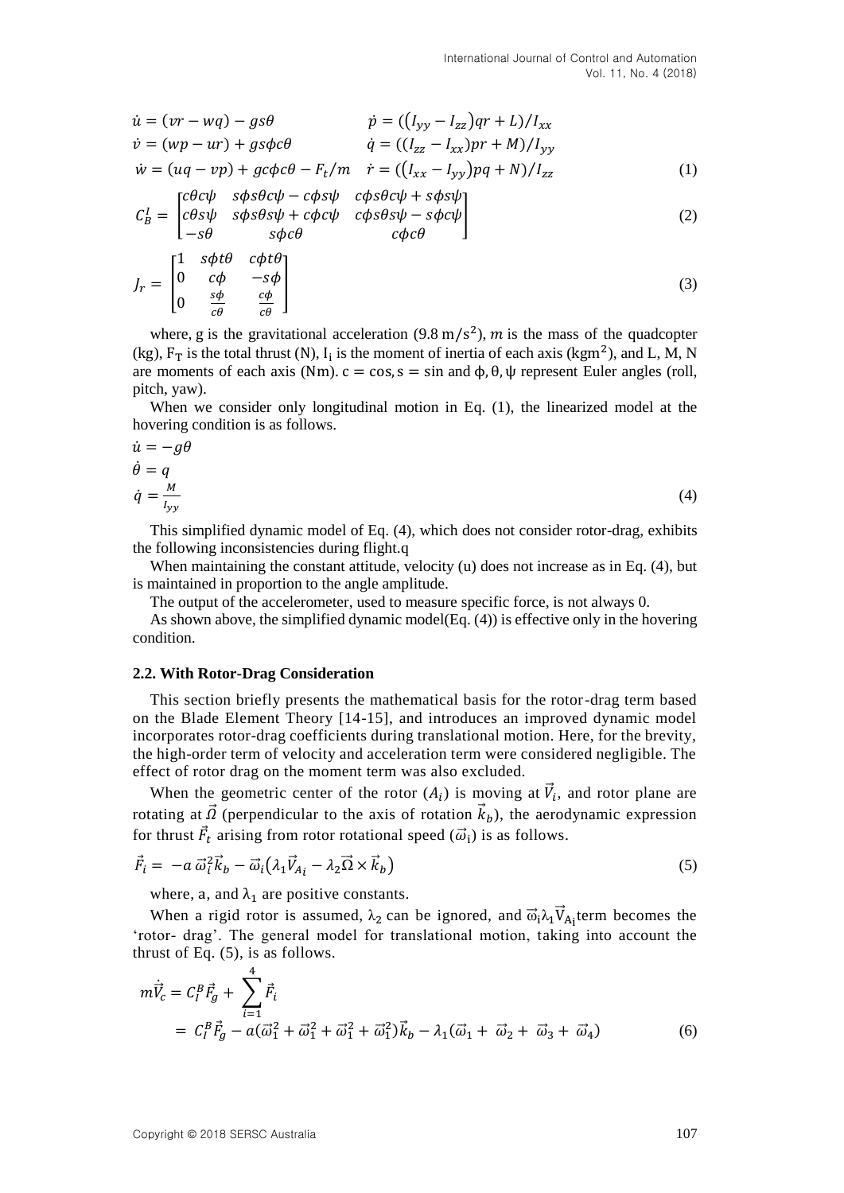$$\begin{aligned}
\dot{u} &= (vr - wq) - gs\theta & \dot{p} &= ((I_{yy} - I_{zz})qr + L)/I_{xx} \\
\dot{v} &= (wp - ur) + gs\phi c\theta & \dot{q} &= ((I_{zz} - I_{xx})pr + M)/I_{yy} \\
\dot{w} &= (uq - vp) + gc\phi c\theta - F_t/m & \dot{r} &= ((I_{xx} - I_{yy})pq + N)/I_{zz}
\end{aligned} \tag{1}$$

$$C_B^I = \begin{bmatrix} c\theta c\psi & s\phi s\theta c\psi - c\phi s\psi & c\phi s\theta c\psi + s\phi s\psi \\ c\theta s\psi & s\phi s\theta s\psi + c\phi c\psi & c\phi s\theta s\psi - s\phi c\psi \\ -s\theta & s\phi c\theta & c\phi c\theta \end{bmatrix} \tag{2}$$

$$J_r = \begin{bmatrix} 1 & s\phi t\theta & c\phi t\theta \\ 0 & c\phi & -s\phi \\ 0 & \frac{s\phi}{c\theta} & \frac{c\phi}{c\theta} \end{bmatrix} \tag{3}$$

where, g is the gravitational acceleration ($9.8\ \mathrm{m/s^2}$), $m$ is the mass of the quadcopter (kg), $F_T$ is the total thrust (N), $I_i$ is the moment of inertia of each axis ($\mathrm{kgm^2}$), and L, M, N are moments of each axis (Nm). $c = \cos, s = \sin$ and $\phi, \theta, \psi$ represent Euler angles (roll, pitch, yaw).

When we consider only longitudinal motion in Eq. (1), the linearized model at the hovering condition is as follows.

$$\begin{aligned}
\dot{u} &= -g\theta \\
\dot{\theta} &= q \\
\dot{q} &= \frac{M}{I_{yy}}
\end{aligned} \tag{4}$$

This simplified dynamic model of Eq. (4), which does not consider rotor-drag, exhibits the following inconsistencies during flight.q

When maintaining the constant attitude, velocity (u) does not increase as in Eq. (4), but is maintained in proportion to the angle amplitude.

The output of the accelerometer, used to measure specific force, is not always 0.

As shown above, the simplified dynamic model(Eq. (4)) is effective only in the hovering condition.

### 2.2. With Rotor-Drag Consideration

This section briefly presents the mathematical basis for the rotor-drag term based on the Blade Element Theory [14-15], and introduces an improved dynamic model incorporates rotor-drag coefficients during translational motion. Here, for the brevity, the high-order term of velocity and acceleration term were considered negligible. The effect of rotor drag on the moment term was also excluded.

When the geometric center of the rotor ($A_i$) is moving at $\vec{V}_i$, and rotor plane are rotating at $\vec{\Omega}$ (perpendicular to the axis of rotation $\vec{k}_b$), the aerodynamic expression for thrust $\vec{F}_t$ arising from rotor rotational speed ($\vec{\omega}_i$) is as follows.

$$\vec{F}_i = -a\,\vec{\omega}_i^2 \vec{k}_b - \vec{\omega}_i \left(\lambda_1 \vec{V}_{A_i} - \lambda_2 \vec{\Omega} \times \vec{k}_b\right) \tag{5}$$

where, a, and $\lambda_1$ are positive constants.

When a rigid rotor is assumed, $\lambda_2$ can be ignored, and $\vec{\omega}_i \lambda_1 \vec{V}_{A_i}$ term becomes the 'rotor- drag'. The general model for translational motion, taking into account the thrust of Eq. (5), is as follows.

$$\begin{aligned}
m\dot{\vec{V}}_c &= C_I^B \vec{F}_g + \sum_{i=1}^{4} \vec{F}_i \\
&= C_I^B \vec{F}_g - a(\vec{\omega}_1^2 + \vec{\omega}_1^2 + \vec{\omega}_1^2 + \vec{\omega}_1^2)\vec{k}_b - \lambda_1(\vec{\omega}_1 + \vec{\omega}_2 + \vec{\omega}_3 + \vec{\omega}_4)
\end{aligned} \tag{6}$$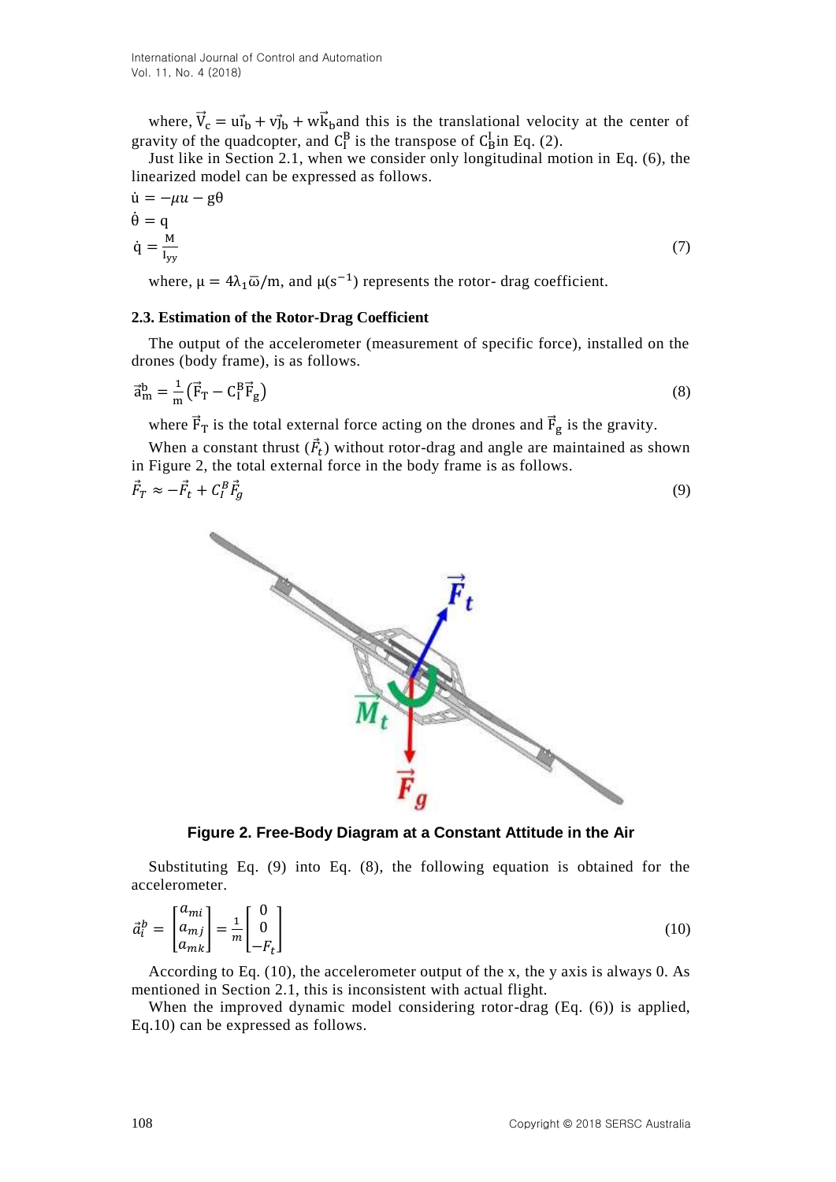where, $\vec{V}_c = u\vec{i}_b + v\vec{j}_b + w\vec{k}_b$ and this is the translational velocity at the center of gravity of the quadcopter, and $C_I^B$ is the transpose of $C_B^I$ in Eq. (2).

Just like in Section 2.1, when we consider only longitudinal motion in Eq. (6), the linearized model can be expressed as follows.

$$\dot{u} = -\mu u - g\theta$$
$$\dot{\theta} = q$$
$$\dot{q} = \frac{M}{I_{yy}} \tag{7}$$

where, $\mu = 4\lambda_1\bar{\omega}/m$, and $\mu(s^{-1})$ represents the rotor- drag coefficient.

### 2.3. Estimation of the Rotor-Drag Coefficient

The output of the accelerometer (measurement of specific force), installed on the drones (body frame), is as follows.

$$\vec{a}_m^b = \frac{1}{m}\left(\vec{F}_T - C_I^B\vec{F}_g\right) \tag{8}$$

where $\vec{F}_T$ is the total external force acting on the drones and $\vec{F}_g$ is the gravity.

When a constant thrust ($\vec{F}_t$) without rotor-drag and angle are maintained as shown in Figure 2, the total external force in the body frame is as follows.

$$\vec{F}_T \approx -\vec{F}_t + C_I^B\vec{F}_g \tag{9}$$

**Figure 2. Free-Body Diagram at a Constant Attitude in the Air**

Substituting Eq. (9) into Eq. (8), the following equation is obtained for the accelerometer.

$$\vec{a}_i^b = \begin{bmatrix} a_{mi} \\ a_{mj} \\ a_{mk} \end{bmatrix} = \frac{1}{m}\begin{bmatrix} 0 \\ 0 \\ -F_t \end{bmatrix} \tag{10}$$

According to Eq. (10), the accelerometer output of the x, the y axis is always 0. As mentioned in Section 2.1, this is inconsistent with actual flight.

When the improved dynamic model considering rotor-drag (Eq. (6)) is applied, Eq.10) can be expressed as follows.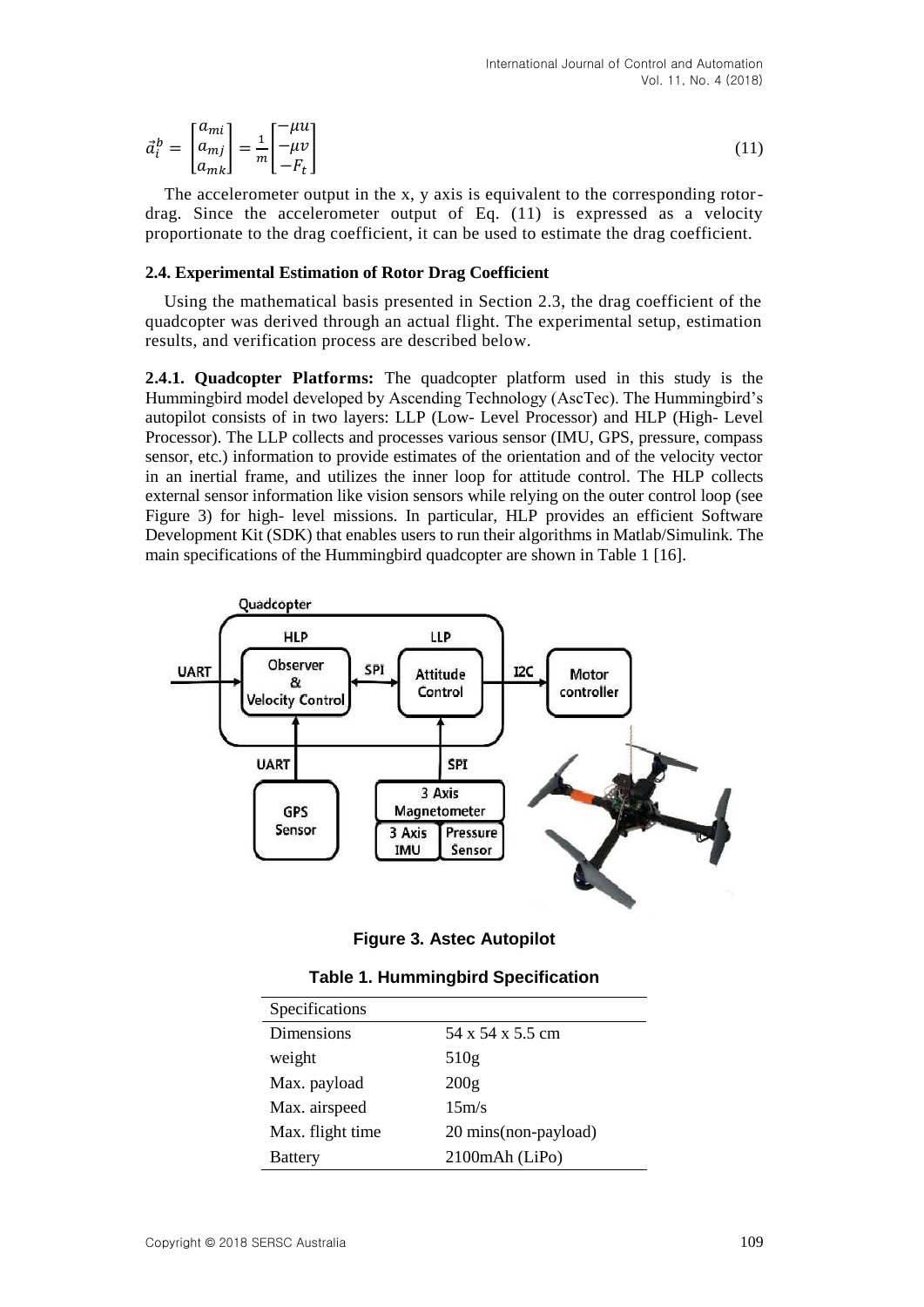$$\vec{a}_i^b = \begin{bmatrix} a_{mi} \\ a_{mj} \\ a_{mk} \end{bmatrix} = \frac{1}{m}\begin{bmatrix} -\mu u \\ -\mu v \\ -F_t \end{bmatrix} \tag{11}$$

The accelerometer output in the x, y axis is equivalent to the corresponding rotor-drag. Since the accelerometer output of Eq. (11) is expressed as a velocity proportionate to the drag coefficient, it can be used to estimate the drag coefficient.

### 2.4. Experimental Estimation of Rotor Drag Coefficient

Using the mathematical basis presented in Section 2.3, the drag coefficient of the quadcopter was derived through an actual flight. The experimental setup, estimation results, and verification process are described below.

**2.4.1. Quadcopter Platforms:** The quadcopter platform used in this study is the Hummingbird model developed by Ascending Technology (AscTec). The Hummingbird's autopilot consists of in two layers: LLP (Low- Level Processor) and HLP (High- Level Processor). The LLP collects and processes various sensor (IMU, GPS, pressure, compass sensor, etc.) information to provide estimates of the orientation and of the velocity vector in an inertial frame, and utilizes the inner loop for attitude control. The HLP collects external sensor information like vision sensors while relying on the outer control loop (see Figure 3) for high- level missions. In particular, HLP provides an efficient Software Development Kit (SDK) that enables users to run their algorithms in Matlab/Simulink. The main specifications of the Hummingbird quadcopter are shown in Table 1 [16].

**Figure 3. Astec Autopilot**

**Table 1. Hummingbird Specification**

| Specifications | |
|---|---|
| Dimensions | 54 x 54 x 5.5 cm |
| weight | 510g |
| Max. payload | 200g |
| Max. airspeed | 15m/s |
| Max. flight time | 20 mins(non-payload) |
| Battery | 2100mAh (LiPo) |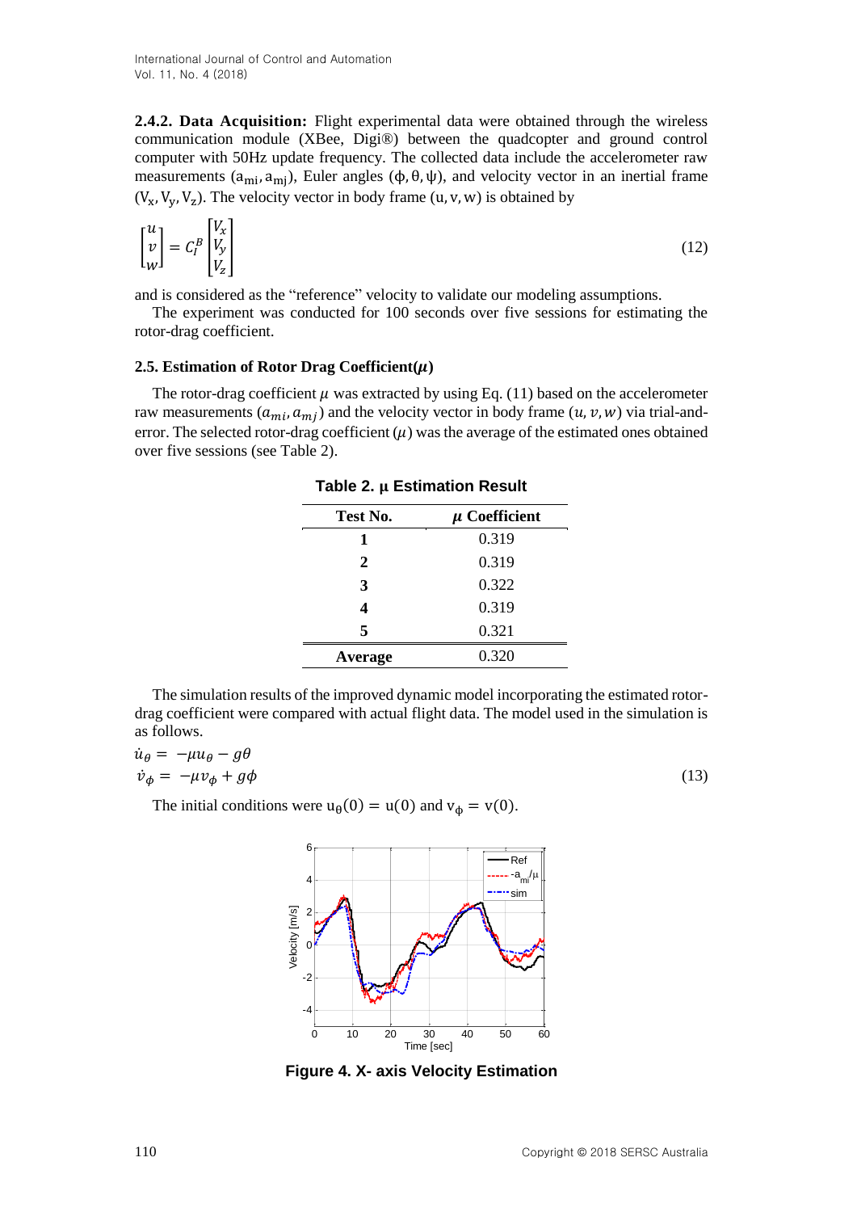**2.4.2. Data Acquisition:** Flight experimental data were obtained through the wireless communication module (XBee, Digi®) between the quadcopter and ground control computer with 50Hz update frequency. The collected data include the accelerometer raw measurements ($a_{mi}, a_{mj}$), Euler angles ($\phi, \theta, \psi$), and velocity vector in an inertial frame ($V_x, V_y, V_z$). The velocity vector in body frame ($u, v, w$) is obtained by

$$\begin{bmatrix} u \\ v \\ w \end{bmatrix} = C_I^B \begin{bmatrix} V_x \\ V_y \\ V_z \end{bmatrix} \tag{12}$$

and is considered as the "reference" velocity to validate our modeling assumptions.

The experiment was conducted for 100 seconds over five sessions for estimating the rotor-drag coefficient.

### 2.5. Estimation of Rotor Drag Coefficient($\mu$)

The rotor-drag coefficient $\mu$ was extracted by using Eq. (11) based on the accelerometer raw measurements ($a_{mi}, a_{mj}$) and the velocity vector in body frame ($u, v, w$) via trial-and-error. The selected rotor-drag coefficient ($\mu$) was the average of the estimated ones obtained over five sessions (see Table 2).

**Table 2. μ Estimation Result**

| Test No. | $\mu$ Coefficient |
|---|---|
| **1** | 0.319 |
| **2** | 0.319 |
| **3** | 0.322 |
| **4** | 0.319 |
| **5** | 0.321 |
| **Average** | 0.320 |

The simulation results of the improved dynamic model incorporating the estimated rotor-drag coefficient were compared with actual flight data. The model used in the simulation is as follows.

$$\begin{aligned} \dot{u}_\theta &= -\mu u_\theta - g\theta \\ \dot{v}_\phi &= -\mu v_\phi + g\phi \end{aligned} \tag{13}$$

The initial conditions were $u_\theta(0) = u(0)$ and $v_\phi = v(0)$.

**Figure 4. X- axis Velocity Estimation**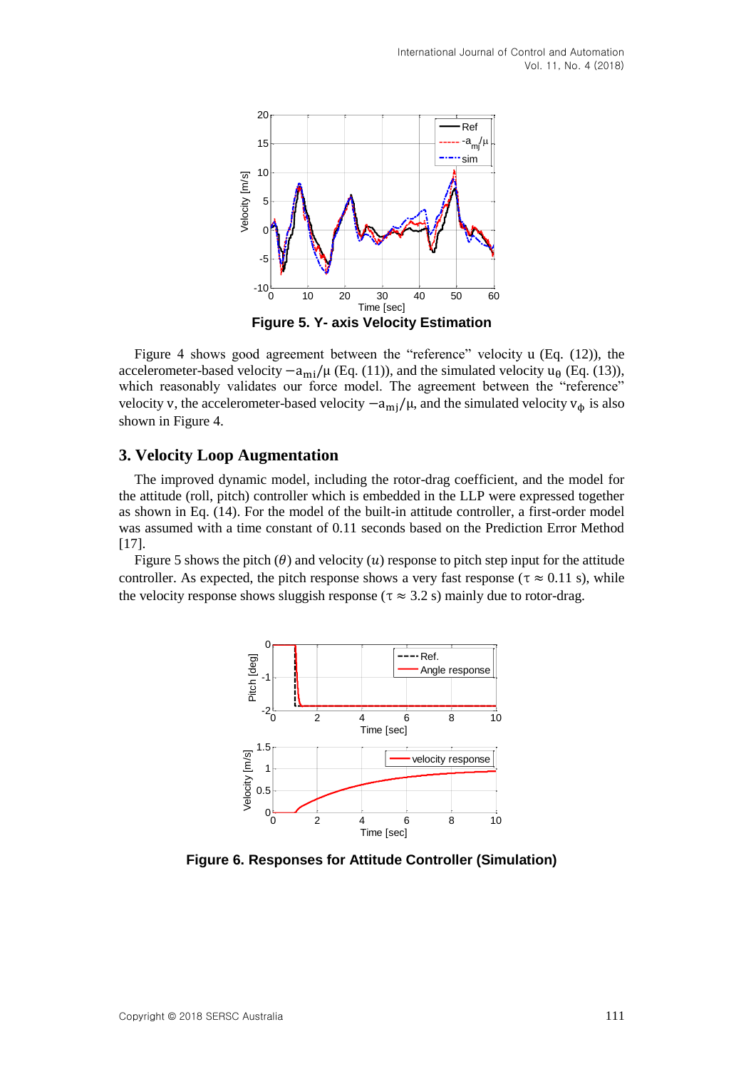**Figure 5. Y- axis Velocity Estimation**

Figure 4 shows good agreement between the "reference" velocity u (Eq. (12)), the accelerometer-based velocity $-a_{mi}/\mu$ (Eq. (11)), and the simulated velocity $u_{\theta}$ (Eq. (13)), which reasonably validates our force model. The agreement between the "reference" velocity v, the accelerometer-based velocity $-a_{mj}/\mu$, and the simulated velocity $v_{\phi}$ is also shown in Figure 4.

## 3. Velocity Loop Augmentation

The improved dynamic model, including the rotor-drag coefficient, and the model for the attitude (roll, pitch) controller which is embedded in the LLP were expressed together as shown in Eq. (14). For the model of the built-in attitude controller, a first-order model was assumed with a time constant of 0.11 seconds based on the Prediction Error Method [17].

Figure 5 shows the pitch ($\theta$) and velocity ($u$) response to pitch step input for the attitude controller. As expected, the pitch response shows a very fast response ($\tau \approx 0.11$ s), while the velocity response shows sluggish response ($\tau \approx 3.2$ s) mainly due to rotor-drag.

**Figure 6. Responses for Attitude Controller (Simulation)**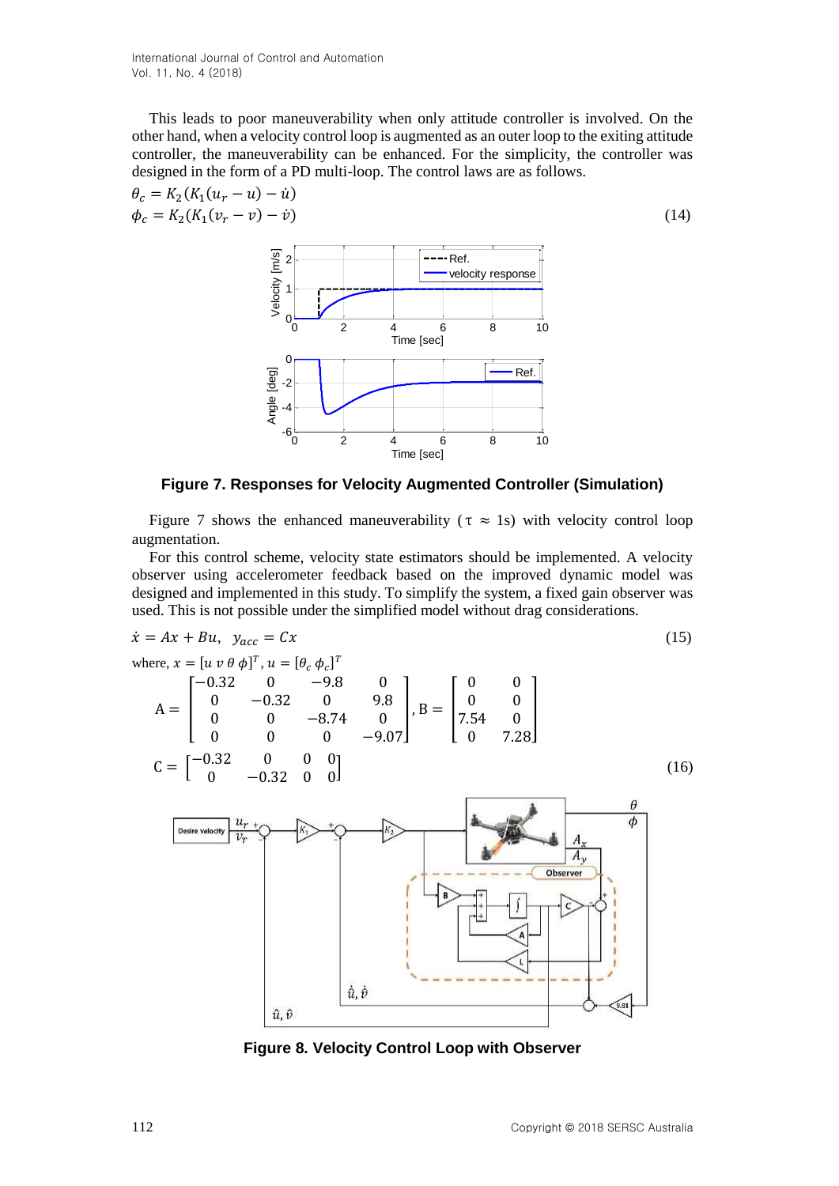This leads to poor maneuverability when only attitude controller is involved. On the other hand, when a velocity control loop is augmented as an outer loop to the exiting attitude controller, the maneuverability can be enhanced. For the simplicity, the controller was designed in the form of a PD multi-loop. The control laws are as follows.

$$\theta_c = K_2(K_1(u_r - u) - \dot{u})$$
$$\phi_c = K_2(K_1(v_r - v) - \dot{v}) \tag{14}$$

**Figure 7. Responses for Velocity Augmented Controller (Simulation)**

Figure 7 shows the enhanced maneuverability ($\tau \approx 1$s) with velocity control loop augmentation.

For this control scheme, velocity state estimators should be implemented. A velocity observer using accelerometer feedback based on the improved dynamic model was designed and implemented in this study. To simplify the system, a fixed gain observer was used. This is not possible under the simplified model without drag considerations.

$$\dot{x} = Ax + Bu, \quad y_{acc} = Cx \tag{15}$$

where, $x = [u \; v \; \theta \; \phi]^T$, $u = [\theta_c \; \phi_c]^T$

$$A = \begin{bmatrix} -0.32 & 0 & -9.8 & 0 \\ 0 & -0.32 & 0 & 9.8 \\ 0 & 0 & -8.74 & 0 \\ 0 & 0 & 0 & -9.07 \end{bmatrix}, B = \begin{bmatrix} 0 & 0 \\ 0 & 0 \\ 7.54 & 0 \\ 0 & 7.28 \end{bmatrix}$$

$$C = \begin{bmatrix} -0.32 & 0 & 0 & 0 \\ 0 & -0.32 & 0 & 0 \end{bmatrix} \tag{16}$$

**Figure 8. Velocity Control Loop with Observer**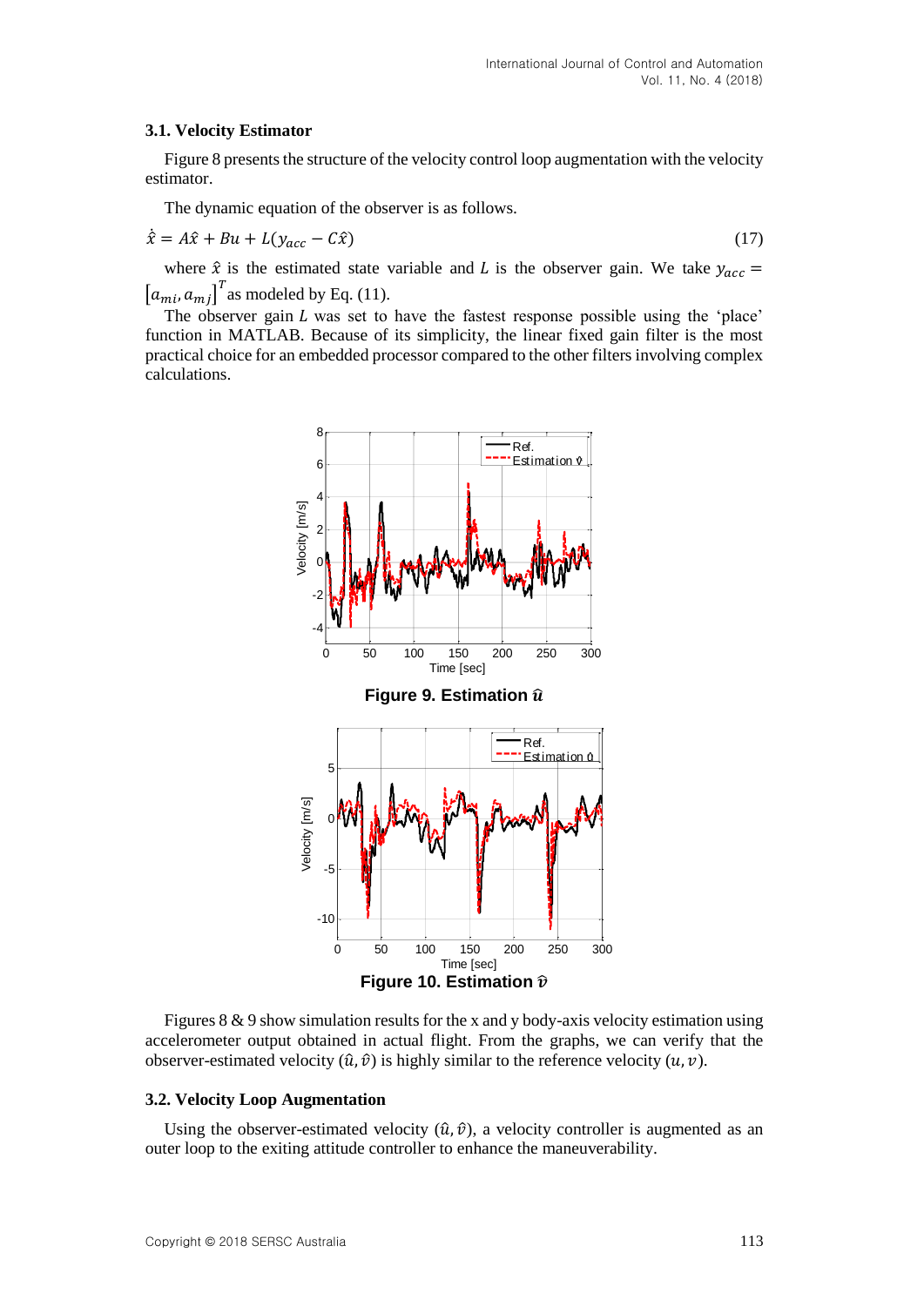### 3.1. Velocity Estimator

Figure 8 presents the structure of the velocity control loop augmentation with the velocity estimator.

The dynamic equation of the observer is as follows.

$$\dot{\hat{x}} = A\hat{x} + Bu + L(y_{acc} - C\hat{x}) \tag{17}$$

where $\hat{x}$ is the estimated state variable and $L$ is the observer gain. We take $y_{acc} = [a_{mi}, a_{mj}]^T$ as modeled by Eq. (11).

The observer gain $L$ was set to have the fastest response possible using the 'place' function in MATLAB. Because of its simplicity, the linear fixed gain filter is the most practical choice for an embedded processor compared to the other filters involving complex calculations.

**Figure 9. Estimation $\hat{u}$**

**Figure 10. Estimation $\hat{v}$**

Figures 8 & 9 show simulation results for the x and y body-axis velocity estimation using accelerometer output obtained in actual flight. From the graphs, we can verify that the observer-estimated velocity $(\hat{u}, \hat{v})$ is highly similar to the reference velocity $(u, v)$.

### 3.2. Velocity Loop Augmentation

Using the observer-estimated velocity $(\hat{u}, \hat{v})$, a velocity controller is augmented as an outer loop to the exiting attitude controller to enhance the maneuverability.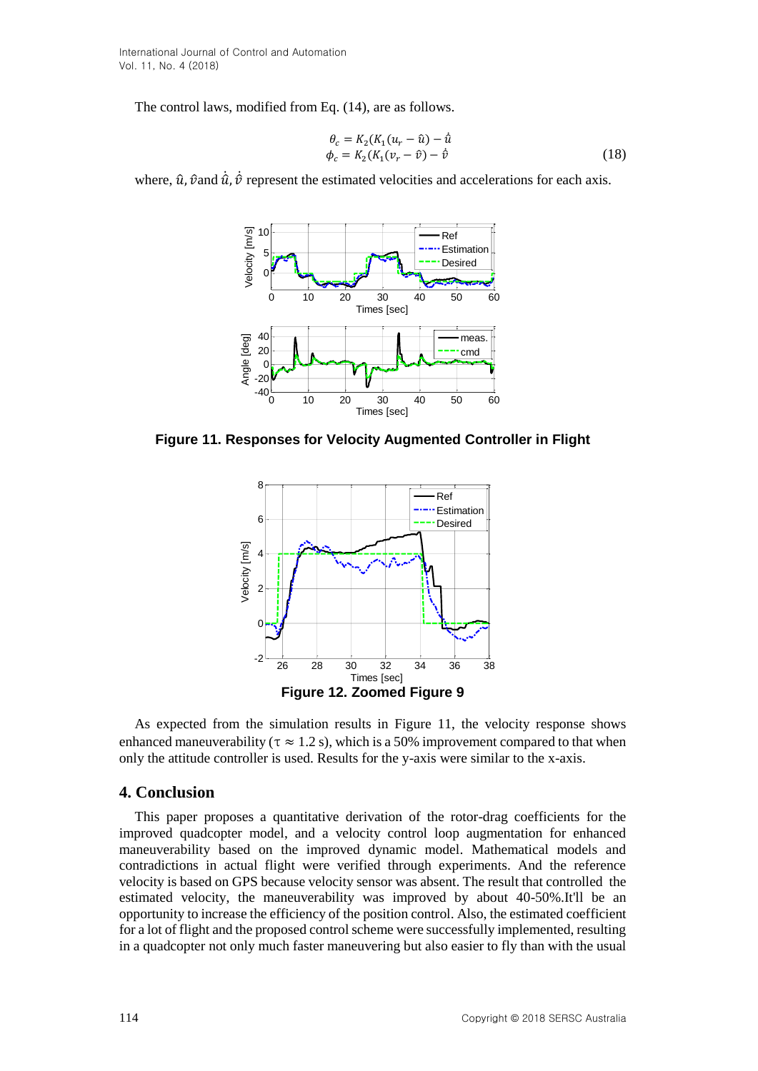The control laws, modified from Eq. (14), are as follows.

$$\theta_c = K_2(K_1(u_r - \hat{u}) - \hat{\dot{u}}$$
$$\phi_c = K_2(K_1(v_r - \hat{v}) - \hat{\dot{v}} \tag{18}$$

where, $\hat{u}, \hat{v}$and $\hat{\dot{u}}, \hat{\dot{v}}$ represent the estimated velocities and accelerations for each axis.

**Figure 11. Responses for Velocity Augmented Controller in Flight**

**Figure 12. Zoomed Figure 9**

As expected from the simulation results in Figure 11, the velocity response shows enhanced maneuverability ($\tau \approx 1.2$ s), which is a 50% improvement compared to that when only the attitude controller is used. Results for the y-axis were similar to the x-axis.

## 4. Conclusion

This paper proposes a quantitative derivation of the rotor-drag coefficients for the improved quadcopter model, and a velocity control loop augmentation for enhanced maneuverability based on the improved dynamic model. Mathematical models and contradictions in actual flight were verified through experiments. And the reference velocity is based on GPS because velocity sensor was absent. The result that controlled the estimated velocity, the maneuverability was improved by about 40-50%.It'll be an opportunity to increase the efficiency of the position control. Also, the estimated coefficient for a lot of flight and the proposed control scheme were successfully implemented, resulting in a quadcopter not only much faster maneuvering but also easier to fly than with the usual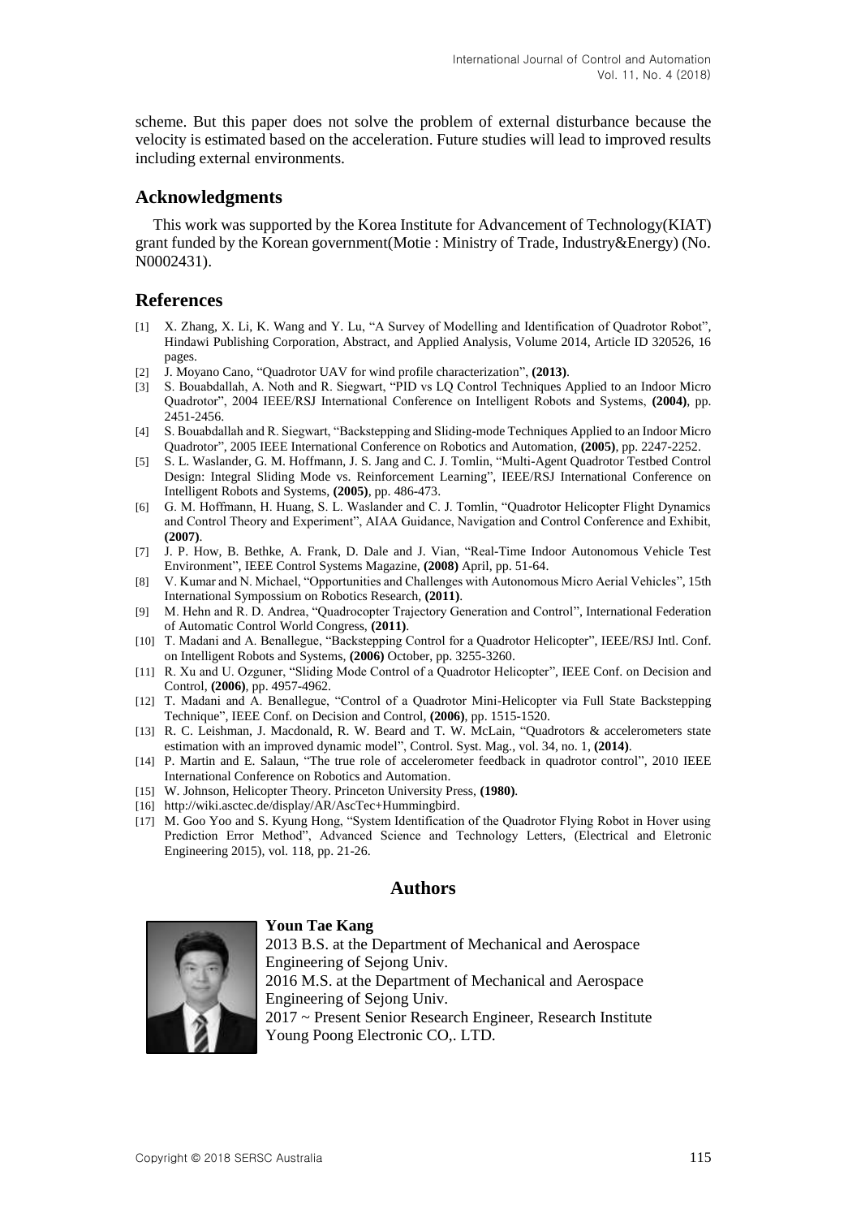scheme. But this paper does not solve the problem of external disturbance because the velocity is estimated based on the acceleration. Future studies will lead to improved results including external environments.

## Acknowledgments

This work was supported by the Korea Institute for Advancement of Technology(KIAT) grant funded by the Korean government(Motie : Ministry of Trade, Industry&Energy) (No. N0002431).

## References

[1] X. Zhang, X. Li, K. Wang and Y. Lu, "A Survey of Modelling and Identification of Quadrotor Robot", Hindawi Publishing Corporation, Abstract, and Applied Analysis, Volume 2014, Article ID 320526, 16 pages.

[2] J. Moyano Cano, "Quadrotor UAV for wind profile characterization", **(2013)**.

[3] S. Bouabdallah, A. Noth and R. Siegwart, "PID vs LQ Control Techniques Applied to an Indoor Micro Quadrotor", 2004 IEEE/RSJ International Conference on Intelligent Robots and Systems, **(2004)**, pp. 2451-2456.

[4] S. Bouabdallah and R. Siegwart, "Backstepping and Sliding-mode Techniques Applied to an Indoor Micro Quadrotor", 2005 IEEE International Conference on Robotics and Automation, **(2005)**, pp. 2247-2252.

[5] S. L. Waslander, G. M. Hoffmann, J. S. Jang and C. J. Tomlin, "Multi-Agent Quadrotor Testbed Control Design: Integral Sliding Mode vs. Reinforcement Learning", IEEE/RSJ International Conference on Intelligent Robots and Systems, **(2005)**, pp. 486-473.

[6] G. M. Hoffmann, H. Huang, S. L. Waslander and C. J. Tomlin, "Quadrotor Helicopter Flight Dynamics and Control Theory and Experiment", AIAA Guidance, Navigation and Control Conference and Exhibit, **(2007)**.

[7] J. P. How, B. Bethke, A. Frank, D. Dale and J. Vian, "Real-Time Indoor Autonomous Vehicle Test Environment", IEEE Control Systems Magazine, **(2008)** April, pp. 51-64.

[8] V. Kumar and N. Michael, "Opportunities and Challenges with Autonomous Micro Aerial Vehicles", 15th International Sympossium on Robotics Research, **(2011)**.

[9] M. Hehn and R. D. Andrea, "Quadrocopter Trajectory Generation and Control", International Federation of Automatic Control World Congress, **(2011)**.

[10] T. Madani and A. Benallegue, "Backstepping Control for a Quadrotor Helicopter", IEEE/RSJ Intl. Conf. on Intelligent Robots and Systems, **(2006)** October, pp. 3255-3260.

[11] R. Xu and U. Ozguner, "Sliding Mode Control of a Quadrotor Helicopter", IEEE Conf. on Decision and Control, **(2006)**, pp. 4957-4962.

[12] T. Madani and A. Benallegue, "Control of a Quadrotor Mini-Helicopter via Full State Backstepping Technique", IEEE Conf. on Decision and Control, **(2006)**, pp. 1515-1520.

[13] R. C. Leishman, J. Macdonald, R. W. Beard and T. W. McLain, "Quadrotors & accelerometers state estimation with an improved dynamic model", Control. Syst. Mag., vol. 34, no. 1, **(2014)**.

[14] P. Martin and E. Salaun, "The true role of accelerometer feedback in quadrotor control", 2010 IEEE International Conference on Robotics and Automation.

[15] W. Johnson, Helicopter Theory. Princeton University Press, **(1980)**.

[16] http://wiki.asctec.de/display/AR/AscTec+Hummingbird.

[17] M. Goo Yoo and S. Kyung Hong, "System Identification of the Quadrotor Flying Robot in Hover using Prediction Error Method", Advanced Science and Technology Letters, (Electrical and Eletronic Engineering 2015), vol. 118, pp. 21-26.

## Authors

**Youn Tae Kang**

2013 B.S. at the Department of Mechanical and Aerospace Engineering of Sejong Univ.

2016 M.S. at the Department of Mechanical and Aerospace Engineering of Sejong Univ.

2017 ~ Present Senior Research Engineer, Research Institute Young Poong Electronic CO,. LTD.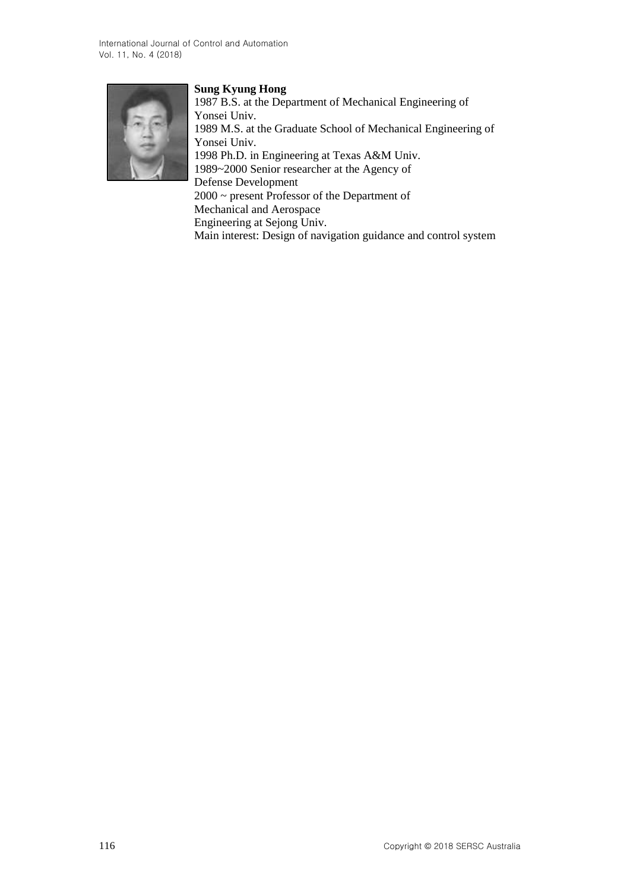**Sung Kyung Hong**

1987 B.S. at the Department of Mechanical Engineering of Yonsei Univ.
1989 M.S. at the Graduate School of Mechanical Engineering of Yonsei Univ.
1998 Ph.D. in Engineering at Texas A&M Univ.
1989~2000 Senior researcher at the Agency of Defense Development
2000 ~ present Professor of the Department of Mechanical and Aerospace Engineering at Sejong Univ.
Main interest: Design of navigation guidance and control system